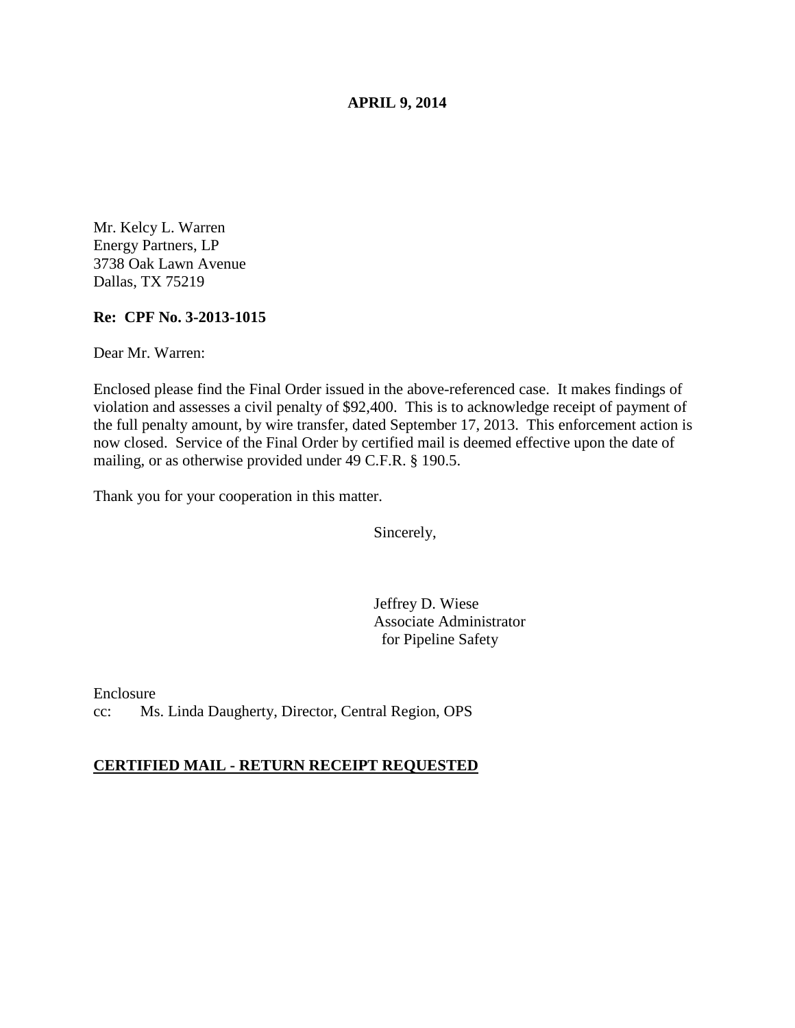**APRIL 9, 2014**

Mr. Kelcy L. Warren
Energy Partners, LP
3738 Oak Lawn Avenue
Dallas, TX 75219

**Re: CPF No. 3-2013-1015**

Dear Mr. Warren:

Enclosed please find the Final Order issued in the above-referenced case. It makes findings of violation and assesses a civil penalty of $92,400. This is to acknowledge receipt of payment of the full penalty amount, by wire transfer, dated September 17, 2013. This enforcement action is now closed. Service of the Final Order by certified mail is deemed effective upon the date of mailing, or as otherwise provided under 49 C.F.R. § 190.5.

Thank you for your cooperation in this matter.

Sincerely,

Jeffrey D. Wiese
Associate Administrator
for Pipeline Safety

Enclosure
cc: Ms. Linda Daugherty, Director, Central Region, OPS

**CERTIFIED MAIL - RETURN RECEIPT REQUESTED**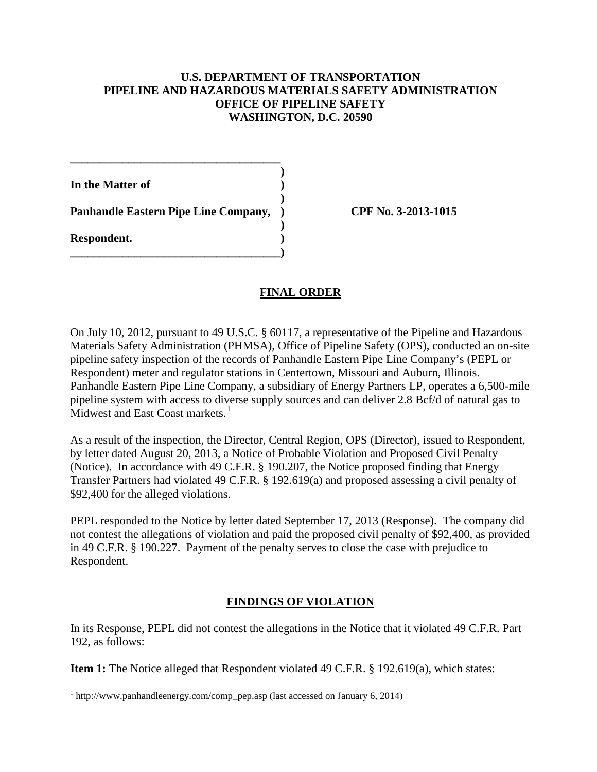**U.S. DEPARTMENT OF TRANSPORTATION**
**PIPELINE AND HAZARDOUS MATERIALS SAFETY ADMINISTRATION**
**OFFICE OF PIPELINE SAFETY**
**WASHINGTON, D.C. 20590**

**In the Matter of**

**Panhandle Eastern Pipe Line Company,** **CPF No. 3-2013-1015**

**Respondent.**

## FINAL ORDER

On July 10, 2012, pursuant to 49 U.S.C. § 60117, a representative of the Pipeline and Hazardous Materials Safety Administration (PHMSA), Office of Pipeline Safety (OPS), conducted an on-site pipeline safety inspection of the records of Panhandle Eastern Pipe Line Company's (PEPL or Respondent) meter and regulator stations in Centertown, Missouri and Auburn, Illinois. Panhandle Eastern Pipe Line Company, a subsidiary of Energy Partners LP, operates a 6,500-mile pipeline system with access to diverse supply sources and can deliver 2.8 Bcf/d of natural gas to Midwest and East Coast markets.[1]

As a result of the inspection, the Director, Central Region, OPS (Director), issued to Respondent, by letter dated August 20, 2013, a Notice of Probable Violation and Proposed Civil Penalty (Notice). In accordance with 49 C.F.R. § 190.207, the Notice proposed finding that Energy Transfer Partners had violated 49 C.F.R. § 192.619(a) and proposed assessing a civil penalty of $92,400 for the alleged violations.

PEPL responded to the Notice by letter dated September 17, 2013 (Response). The company did not contest the allegations of violation and paid the proposed civil penalty of $92,400, as provided in 49 C.F.R. § 190.227. Payment of the penalty serves to close the case with prejudice to Respondent.

## FINDINGS OF VIOLATION

In its Response, PEPL did not contest the allegations in the Notice that it violated 49 C.F.R. Part 192, as follows:

**Item 1:** The Notice alleged that Respondent violated 49 C.F.R. § 192.619(a), which states:

[1] http://www.panhandleenergy.com/comp_pep.asp (last accessed on January 6, 2014)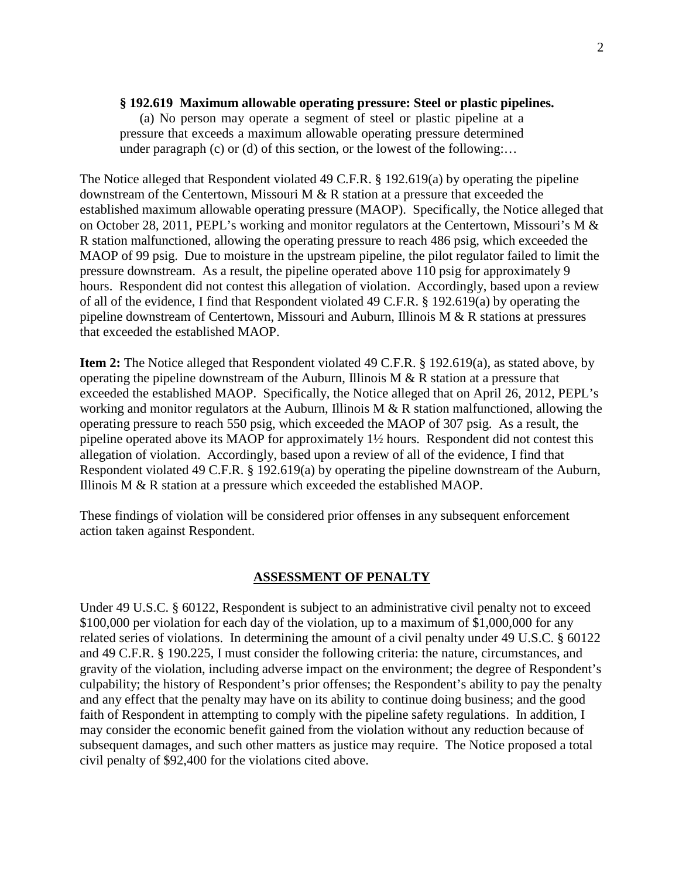**§ 192.619 Maximum allowable operating pressure: Steel or plastic pipelines.**

(a) No person may operate a segment of steel or plastic pipeline at a pressure that exceeds a maximum allowable operating pressure determined under paragraph (c) or (d) of this section, or the lowest of the following:…

The Notice alleged that Respondent violated 49 C.F.R. § 192.619(a) by operating the pipeline downstream of the Centertown, Missouri M & R station at a pressure that exceeded the established maximum allowable operating pressure (MAOP). Specifically, the Notice alleged that on October 28, 2011, PEPL's working and monitor regulators at the Centertown, Missouri's M & R station malfunctioned, allowing the operating pressure to reach 486 psig, which exceeded the MAOP of 99 psig. Due to moisture in the upstream pipeline, the pilot regulator failed to limit the pressure downstream. As a result, the pipeline operated above 110 psig for approximately 9 hours. Respondent did not contest this allegation of violation. Accordingly, based upon a review of all of the evidence, I find that Respondent violated 49 C.F.R. § 192.619(a) by operating the pipeline downstream of Centertown, Missouri and Auburn, Illinois M & R stations at pressures that exceeded the established MAOP.

**Item 2:** The Notice alleged that Respondent violated 49 C.F.R. § 192.619(a), as stated above, by operating the pipeline downstream of the Auburn, Illinois M & R station at a pressure that exceeded the established MAOP. Specifically, the Notice alleged that on April 26, 2012, PEPL's working and monitor regulators at the Auburn, Illinois M & R station malfunctioned, allowing the operating pressure to reach 550 psig, which exceeded the MAOP of 307 psig. As a result, the pipeline operated above its MAOP for approximately 1½ hours. Respondent did not contest this allegation of violation. Accordingly, based upon a review of all of the evidence, I find that Respondent violated 49 C.F.R. § 192.619(a) by operating the pipeline downstream of the Auburn, Illinois M & R station at a pressure which exceeded the established MAOP.

These findings of violation will be considered prior offenses in any subsequent enforcement action taken against Respondent.

## ASSESSMENT OF PENALTY

Under 49 U.S.C. § 60122, Respondent is subject to an administrative civil penalty not to exceed \$100,000 per violation for each day of the violation, up to a maximum of \$1,000,000 for any related series of violations. In determining the amount of a civil penalty under 49 U.S.C. § 60122 and 49 C.F.R. § 190.225, I must consider the following criteria: the nature, circumstances, and gravity of the violation, including adverse impact on the environment; the degree of Respondent's culpability; the history of Respondent's prior offenses; the Respondent's ability to pay the penalty and any effect that the penalty may have on its ability to continue doing business; and the good faith of Respondent in attempting to comply with the pipeline safety regulations. In addition, I may consider the economic benefit gained from the violation without any reduction because of subsequent damages, and such other matters as justice may require. The Notice proposed a total civil penalty of \$92,400 for the violations cited above.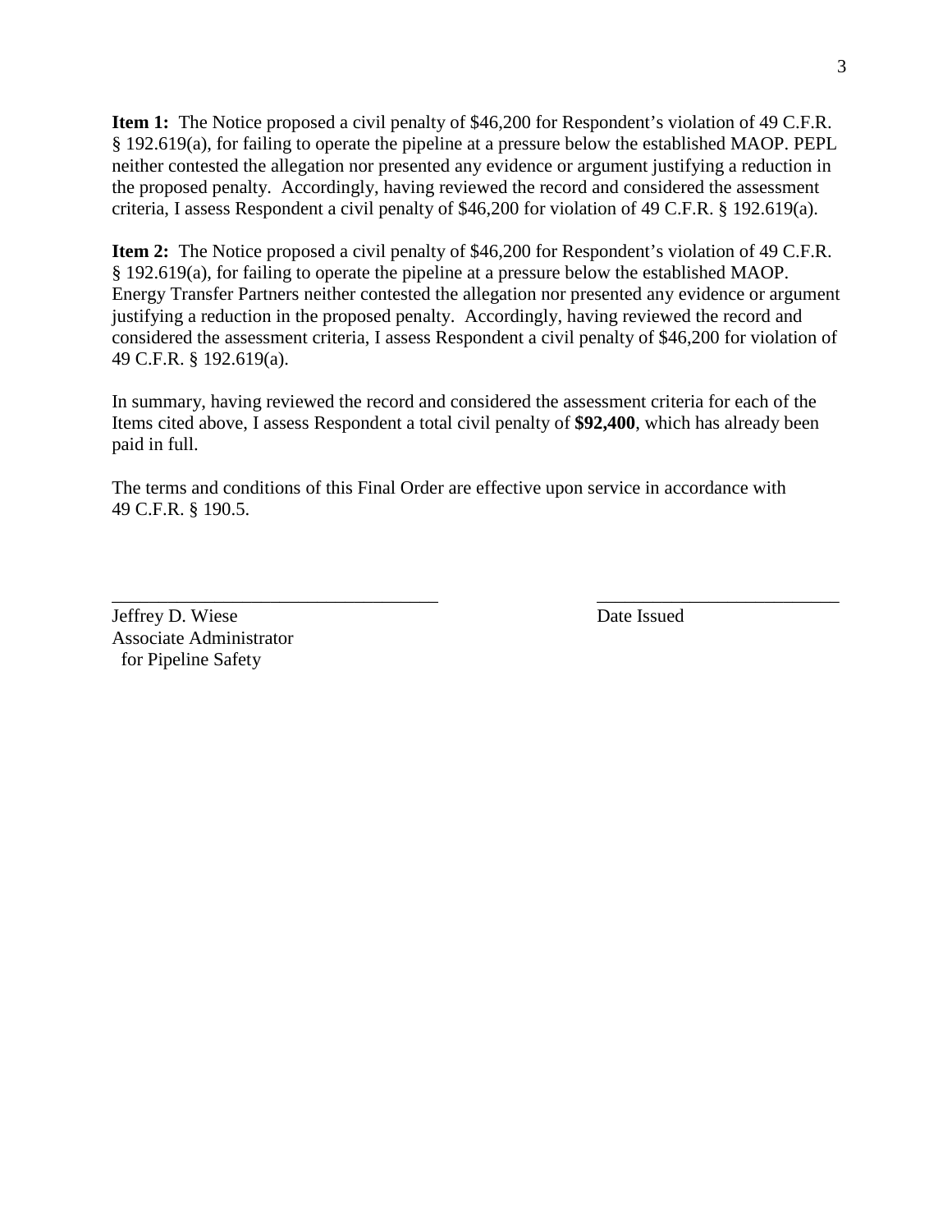**Item 1:** The Notice proposed a civil penalty of $46,200 for Respondent's violation of 49 C.F.R. § 192.619(a), for failing to operate the pipeline at a pressure below the established MAOP. PEPL neither contested the allegation nor presented any evidence or argument justifying a reduction in the proposed penalty. Accordingly, having reviewed the record and considered the assessment criteria, I assess Respondent a civil penalty of $46,200 for violation of 49 C.F.R. § 192.619(a).

**Item 2:** The Notice proposed a civil penalty of $46,200 for Respondent's violation of 49 C.F.R. § 192.619(a), for failing to operate the pipeline at a pressure below the established MAOP. Energy Transfer Partners neither contested the allegation nor presented any evidence or argument justifying a reduction in the proposed penalty. Accordingly, having reviewed the record and considered the assessment criteria, I assess Respondent a civil penalty of $46,200 for violation of 49 C.F.R. § 192.619(a).

In summary, having reviewed the record and considered the assessment criteria for each of the Items cited above, I assess Respondent a total civil penalty of **$92,400**, which has already been paid in full.

The terms and conditions of this Final Order are effective upon service in accordance with 49 C.F.R. § 190.5.

\_\_\_\_\_\_\_\_\_\_\_\_\_\_\_\_\_\_\_\_\_\_\_\_\_\_\_\_\_\_\_\_\_\_\_\_ \_\_\_\_\_\_\_\_\_\_\_\_\_\_\_\_\_\_\_\_\_\_\_\_\_\_\_
Jeffrey D. Wiese Date Issued
Associate Administrator
for Pipeline Safety